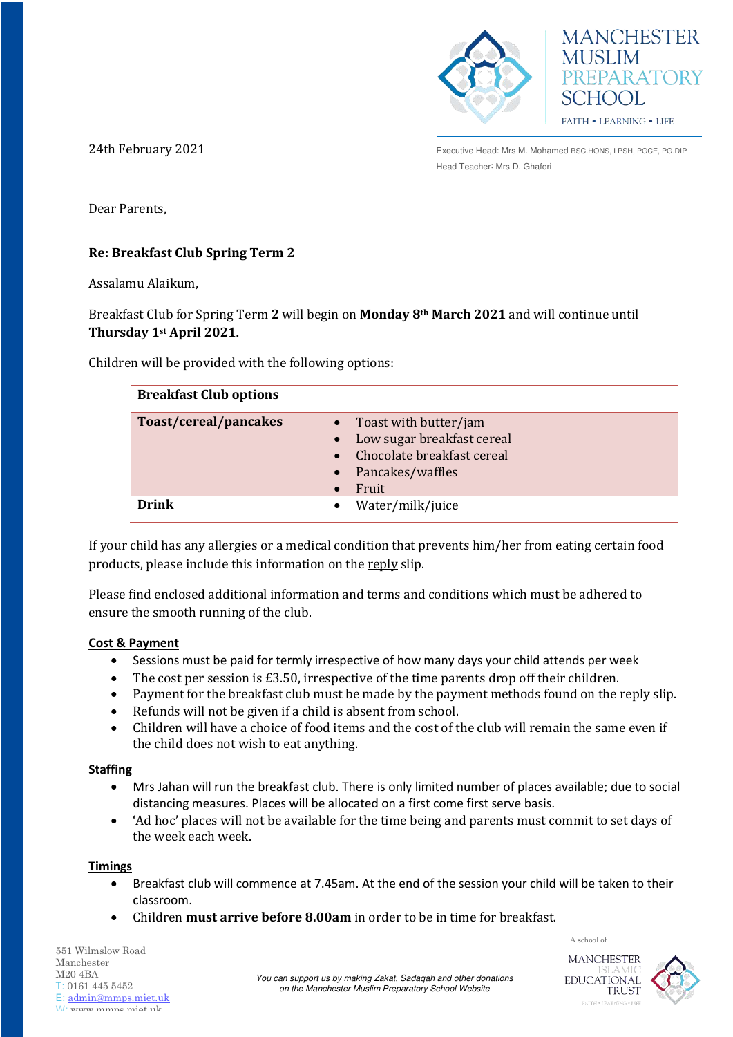MANCHESTER MUSLIM PREPARATORY SCHOOL

FAITH • LEARNING • LIFE

24th February 2021

Executive Head: Mrs M. Mohamed BSC.HONS, LPSH, PGCE, PG.DIP

Head Teacher: Mrs D. Ghafori

Dear Parents,

**Re: Breakfast Club Spring Term 2**

Assalamu Alaikum,

Breakfast Club for Spring Term **2** will begin on **Monday 8th March 2021** and will continue until **Thursday 1st April 2021.**

Children will be provided with the following options:

| Breakfast Club options | |
|---|---|
| **Toast/cereal/pancakes** | • Toast with butter/jam<br>• Low sugar breakfast cereal<br>• Chocolate breakfast cereal<br>• Pancakes/waffles<br>• Fruit |
| **Drink** | • Water/milk/juice |

If your child has any allergies or a medical condition that prevents him/her from eating certain food products, please include this information on the reply slip.

Please find enclosed additional information and terms and conditions which must be adhered to ensure the smooth running of the club.

**Cost & Payment**

- Sessions must be paid for termly irrespective of how many days your child attends per week
- The cost per session is £3.50, irrespective of the time parents drop off their children.
- Payment for the breakfast club must be made by the payment methods found on the reply slip.
- Refunds will not be given if a child is absent from school.
- Children will have a choice of food items and the cost of the club will remain the same even if the child does not wish to eat anything.

**Staffing**

- Mrs Jahan will run the breakfast club. There is only limited number of places available; due to social distancing measures. Places will be allocated on a first come first serve basis.
- 'Ad hoc' places will not be available for the time being and parents must commit to set days of the week each week.

**Timings**

- Breakfast club will commence at 7.45am. At the end of the session your child will be taken to their classroom.
- Children **must arrive before 8.00am** in order to be in time for breakfast.

551 Wilmslow Road
Manchester
M20 4BA
T: 0161 445 5452
E: admin@mmps.miet.uk
W: www.mmps.miet.uk

*You can support us by making Zakat, Sadaqah and other donations on the Manchester Muslim Preparatory School Website*

A school of MANCHESTER ISLAMIC EDUCATIONAL TRUST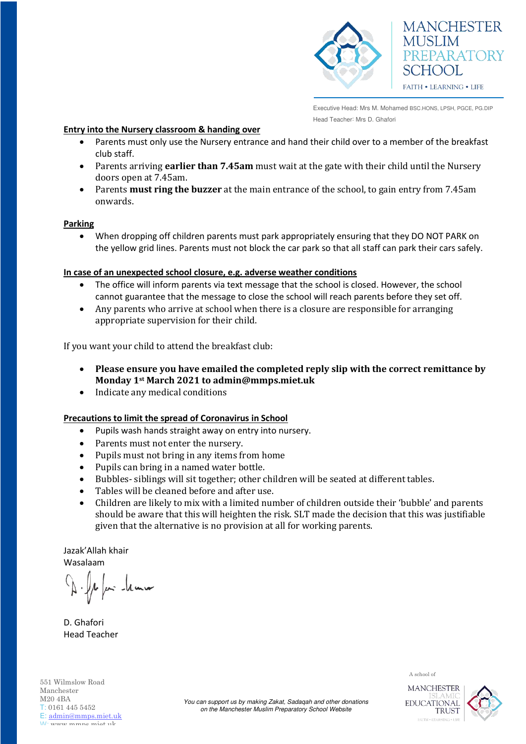Executive Head: Mrs M. Mohamed BSC.HONS, LPSH, PGCE, PG.DIP
Head Teacher: Mrs D. Ghafori

**Entry into the Nursery classroom & handing over**

- Parents must only use the Nursery entrance and hand their child over to a member of the breakfast club staff.
- Parents arriving **earlier than 7.45am** must wait at the gate with their child until the Nursery doors open at 7.45am.
- Parents **must ring the buzzer** at the main entrance of the school, to gain entry from 7.45am onwards.

**Parking**

- When dropping off children parents must park appropriately ensuring that they DO NOT PARK on the yellow grid lines. Parents must not block the car park so that all staff can park their cars safely.

**In case of an unexpected school closure, e.g. adverse weather conditions**

- The office will inform parents via text message that the school is closed. However, the school cannot guarantee that the message to close the school will reach parents before they set off.
- Any parents who arrive at school when there is a closure are responsible for arranging appropriate supervision for their child.

If you want your child to attend the breakfast club:

- **Please ensure you have emailed the completed reply slip with the correct remittance by Monday 1st March 2021 to admin@mmps.miet.uk**
- Indicate any medical conditions

**Precautions to limit the spread of Coronavirus in School**

- Pupils wash hands straight away on entry into nursery.
- Parents must not enter the nursery.
- Pupils must not bring in any items from home
- Pupils can bring in a named water bottle.
- Bubbles- siblings will sit together; other children will be seated at different tables.
- Tables will be cleaned before and after use.
- Children are likely to mix with a limited number of children outside their 'bubble' and parents should be aware that this will heighten the risk. SLT made the decision that this was justifiable given that the alternative is no provision at all for working parents.

Jazak'Allah khair
Wasalaam

D. Ghafori
Head Teacher

551 Wilmslow Road
Manchester
M20 4BA
T: 0161 445 5452
E: admin@mmps.miet.uk
W: www.mmps.miet.uk

*You can support us by making Zakat, Sadaqah and other donations on the Manchester Muslim Preparatory School Website*

A school of Manchester Islamic Educational Trust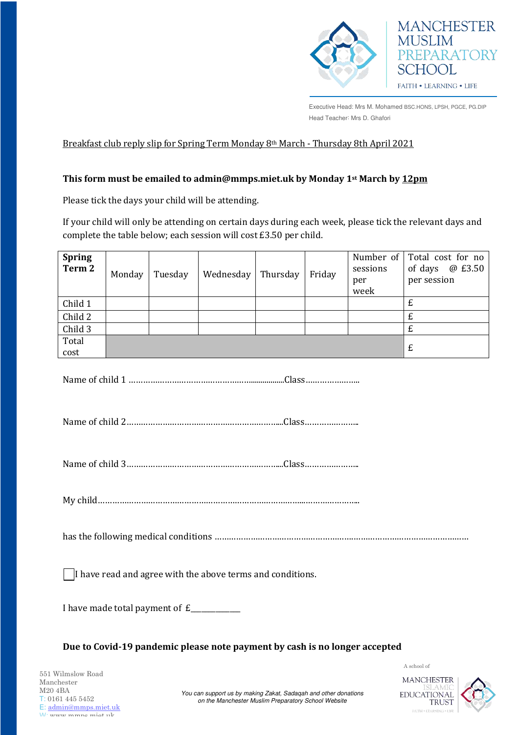MANCHESTER MUSLIM PREPARATORY SCHOOL

FAITH • LEARNING • LIFE

Executive Head: Mrs M. Mohamed BSC.HONS, LPSH, PGCE, PG.DIP

Head Teacher: Mrs D. Ghafori

Breakfast club reply slip for Spring Term Monday 8th March - Thursday 8th April 2021

**This form must be emailed to admin@mmps.miet.uk by Monday 1st March by 12pm**

Please tick the days your child will be attending.

If your child will only be attending on certain days during each week, please tick the relevant days and complete the table below; each session will cost £3.50 per child.

| **Spring Term 2** | Monday | Tuesday | Wednesday | Thursday | Friday | Number of sessions per week | Total cost for no of days @ £3.50 per session |
|---|---|---|---|---|---|---|---|
| Child 1 | | | | | | | £ |
| Child 2 | | | | | | | £ |
| Child 3 | | | | | | | £ |
| Total cost | | | | | | | £ |

Name of child 1 ……………………………………………………Class…………………..

Name of child 2……………………………………………………Class…………………..

Name of child 3……………………………………………………Class…………………..

My child……………………………………………………………………………………..

has the following medical conditions ……………………………………………………………………………………

☐ I have read and agree with the above terms and conditions.

I have made total payment of £___________

**Due to Covid-19 pandemic please note payment by cash is no longer accepted**

551 Wilmslow Road
Manchester
M20 4BA
T: 0161 445 5452
E: admin@mmps.miet.uk
W: www.mmps.miet.uk

*You can support us by making Zakat, Sadaqah and other donations on the Manchester Muslim Preparatory School Website*

A school of MANCHESTER ISLAMIC EDUCATIONAL TRUST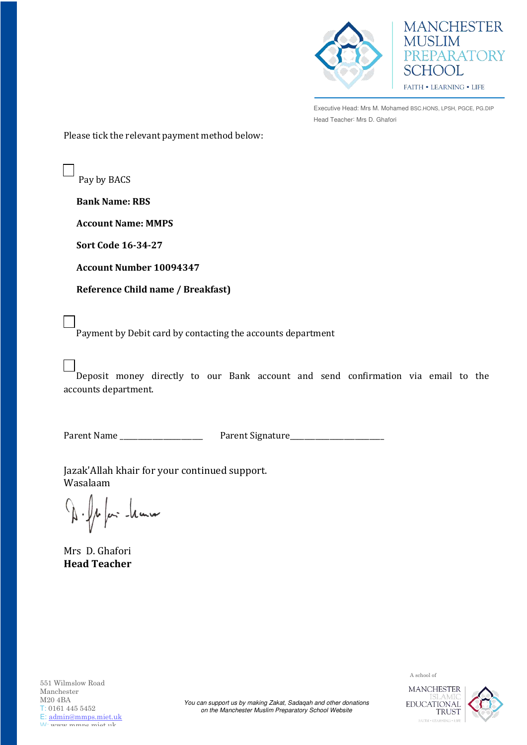MANCHESTER MUSLIM PREPARATORY SCHOOL

FAITH • LEARNING • LIFE

Executive Head: Mrs M. Mohamed BSC.HONS, LPSH, PGCE, PG.DIP

Head Teacher: Mrs D. Ghafori

Please tick the relevant payment method below:

☐ Pay by BACS

**Bank Name: RBS**

**Account Name: MMPS**

**Sort Code 16-34-27**

**Account Number 10094347**

**Reference Child name / Breakfast)**

☐ Payment by Debit card by contacting the accounts department

☐ Deposit money directly to our Bank account and send confirmation via email to the accounts department.

Parent Name ____________________ Parent Signature______________________

Jazak'Allah khair for your continued support.
Wasalaam

Mrs D. Ghafori
**Head Teacher**

551 Wilmslow Road
Manchester
M20 4BA
T: 0161 445 5452
E: admin@mmps.miet.uk
W: www.mmps.miet.uk

*You can support us by making Zakat, Sadaqah and other donations on the Manchester Muslim Preparatory School Website*

A school of
MANCHESTER ISLAMIC EDUCATIONAL TRUST
FAITH • LEARNING • LIFE